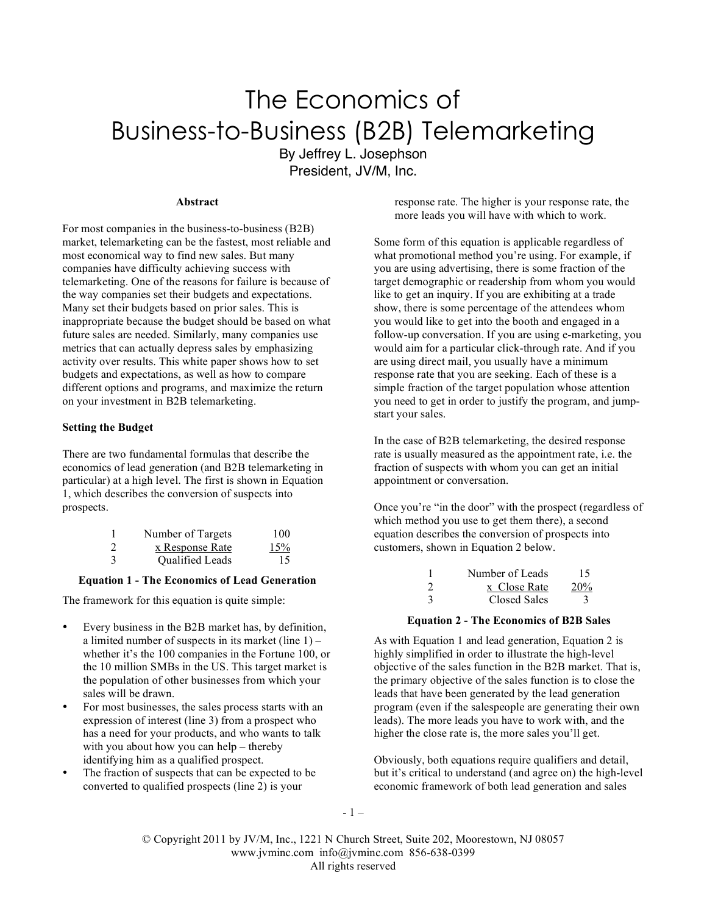# The Economics of Business-to-Business (B2B) Telemarketing

By Jeffrey L. Josephson
President, JV/M, Inc.

### Abstract

For most companies in the business-to-business (B2B) market, telemarketing can be the fastest, most reliable and most economical way to find new sales. But many companies have difficulty achieving success with telemarketing. One of the reasons for failure is because of the way companies set their budgets and expectations. Many set their budgets based on prior sales. This is inappropriate because the budget should be based on what future sales are needed. Similarly, many companies use metrics that can actually depress sales by emphasizing activity over results. This white paper shows how to set budgets and expectations, as well as how to compare different options and programs, and maximize the return on your investment in B2B telemarketing.

### Setting the Budget

There are two fundamental formulas that describe the economics of lead generation (and B2B telemarketing in particular) at a high level. The first is shown in Equation 1, which describes the conversion of suspects into prospects.

| | | |
|---|---|---|
| 1 | Number of Targets | 100 |
| 2 | x Response Rate | 15% |
| 3 | Qualified Leads | 15 |

**Equation 1 - The Economics of Lead Generation**

The framework for this equation is quite simple:

- Every business in the B2B market has, by definition, a limited number of suspects in its market (line 1) – whether it's the 100 companies in the Fortune 100, or the 10 million SMBs in the US. This target market is the population of other businesses from which your sales will be drawn.
- For most businesses, the sales process starts with an expression of interest (line 3) from a prospect who has a need for your products, and who wants to talk with you about how you can help – thereby identifying him as a qualified prospect.
- The fraction of suspects that can be expected to be converted to qualified prospects (line 2) is your response rate. The higher is your response rate, the more leads you will have with which to work.

Some form of this equation is applicable regardless of what promotional method you're using. For example, if you are using advertising, there is some fraction of the target demographic or readership from whom you would like to get an inquiry. If you are exhibiting at a trade show, there is some percentage of the attendees whom you would like to get into the booth and engaged in a follow-up conversation. If you are using e-marketing, you would aim for a particular click-through rate. And if you are using direct mail, you usually have a minimum response rate that you are seeking. Each of these is a simple fraction of the target population whose attention you need to get in order to justify the program, and jump-start your sales.

In the case of B2B telemarketing, the desired response rate is usually measured as the appointment rate, i.e. the fraction of suspects with whom you can get an initial appointment or conversation.

Once you're "in the door" with the prospect (regardless of which method you use to get them there), a second equation describes the conversion of prospects into customers, shown in Equation 2 below.

| | | |
|---|---|---|
| 1 | Number of Leads | 15 |
| 2 | x Close Rate | 20% |
| 3 | Closed Sales | 3 |

**Equation 2 - The Economics of B2B Sales**

As with Equation 1 and lead generation, Equation 2 is highly simplified in order to illustrate the high-level objective of the sales function in the B2B market. That is, the primary objective of the sales function is to close the leads that have been generated by the lead generation program (even if the salespeople are generating their own leads). The more leads you have to work with, and the higher the close rate is, the more sales you'll get.

Obviously, both equations require qualifiers and detail, but it's critical to understand (and agree on) the high-level economic framework of both lead generation and sales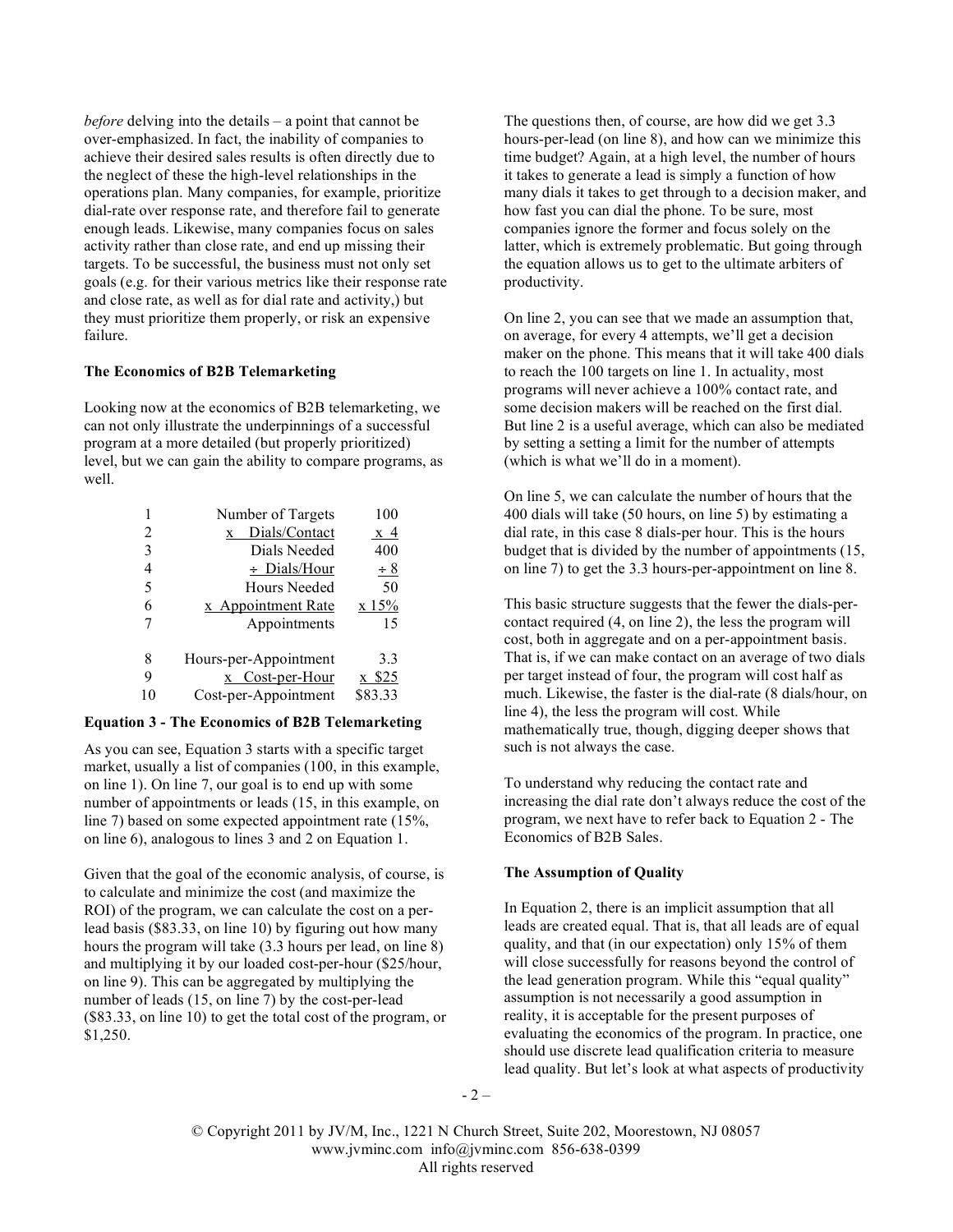*before* delving into the details – a point that cannot be over-emphasized. In fact, the inability of companies to achieve their desired sales results is often directly due to the neglect of these the high-level relationships in the operations plan. Many companies, for example, prioritize dial-rate over response rate, and therefore fail to generate enough leads. Likewise, many companies focus on sales activity rather than close rate, and end up missing their targets. To be successful, the business must not only set goals (e.g. for their various metrics like their response rate and close rate, as well as for dial rate and activity,) but they must prioritize them properly, or risk an expensive failure.

**The Economics of B2B Telemarketing**

Looking now at the economics of B2B telemarketing, we can not only illustrate the underpinnings of a successful program at a more detailed (but properly prioritized) level, but we can gain the ability to compare programs, as well.

| | | |
|---|---|---|
| 1 | Number of Targets | 100 |
| 2 | x Dials/Contact | x 4 |
| 3 | Dials Needed | 400 |
| 4 | ÷ Dials/Hour | ÷ 8 |
| 5 | Hours Needed | 50 |
| 6 | x Appointment Rate | x 15% |
| 7 | Appointments | 15 |
| | | |
| 8 | Hours-per-Appointment | 3.3 |
| 9 | x Cost-per-Hour | x $25 |
| 10 | Cost-per-Appointment | $83.33 |

**Equation 3 - The Economics of B2B Telemarketing**

As you can see, Equation 3 starts with a specific target market, usually a list of companies (100, in this example, on line 1). On line 7, our goal is to end up with some number of appointments or leads (15, in this example, on line 7) based on some expected appointment rate (15%, on line 6), analogous to lines 3 and 2 on Equation 1.

Given that the goal of the economic analysis, of course, is to calculate and minimize the cost (and maximize the ROI) of the program, we can calculate the cost on a per-lead basis ($83.33, on line 10) by figuring out how many hours the program will take (3.3 hours per lead, on line 8) and multiplying it by our loaded cost-per-hour ($25/hour, on line 9). This can be aggregated by multiplying the number of leads (15, on line 7) by the cost-per-lead ($83.33, on line 10) to get the total cost of the program, or $1,250.

The questions then, of course, are how did we get 3.3 hours-per-lead (on line 8), and how can we minimize this time budget? Again, at a high level, the number of hours it takes to generate a lead is simply a function of how many dials it takes to get through to a decision maker, and how fast you can dial the phone. To be sure, most companies ignore the former and focus solely on the latter, which is extremely problematic. But going through the equation allows us to get to the ultimate arbiters of productivity.

On line 2, you can see that we made an assumption that, on average, for every 4 attempts, we'll get a decision maker on the phone. This means that it will take 400 dials to reach the 100 targets on line 1. In actuality, most programs will never achieve a 100% contact rate, and some decision makers will be reached on the first dial. But line 2 is a useful average, which can also be mediated by setting a setting a limit for the number of attempts (which is what we'll do in a moment).

On line 5, we can calculate the number of hours that the 400 dials will take (50 hours, on line 5) by estimating a dial rate, in this case 8 dials-per hour. This is the hours budget that is divided by the number of appointments (15, on line 7) to get the 3.3 hours-per-appointment on line 8.

This basic structure suggests that the fewer the dials-per-contact required (4, on line 2), the less the program will cost, both in aggregate and on a per-appointment basis. That is, if we can make contact on an average of two dials per target instead of four, the program will cost half as much. Likewise, the faster is the dial-rate (8 dials/hour, on line 4), the less the program will cost. While mathematically true, though, digging deeper shows that such is not always the case.

To understand why reducing the contact rate and increasing the dial rate don't always reduce the cost of the program, we next have to refer back to Equation 2 - The Economics of B2B Sales.

**The Assumption of Quality**

In Equation 2, there is an implicit assumption that all leads are created equal. That is, that all leads are of equal quality, and that (in our expectation) only 15% of them will close successfully for reasons beyond the control of the lead generation program. While this "equal quality" assumption is not necessarily a good assumption in reality, it is acceptable for the present purposes of evaluating the economics of the program. In practice, one should use discrete lead qualification criteria to measure lead quality. But let's look at what aspects of productivity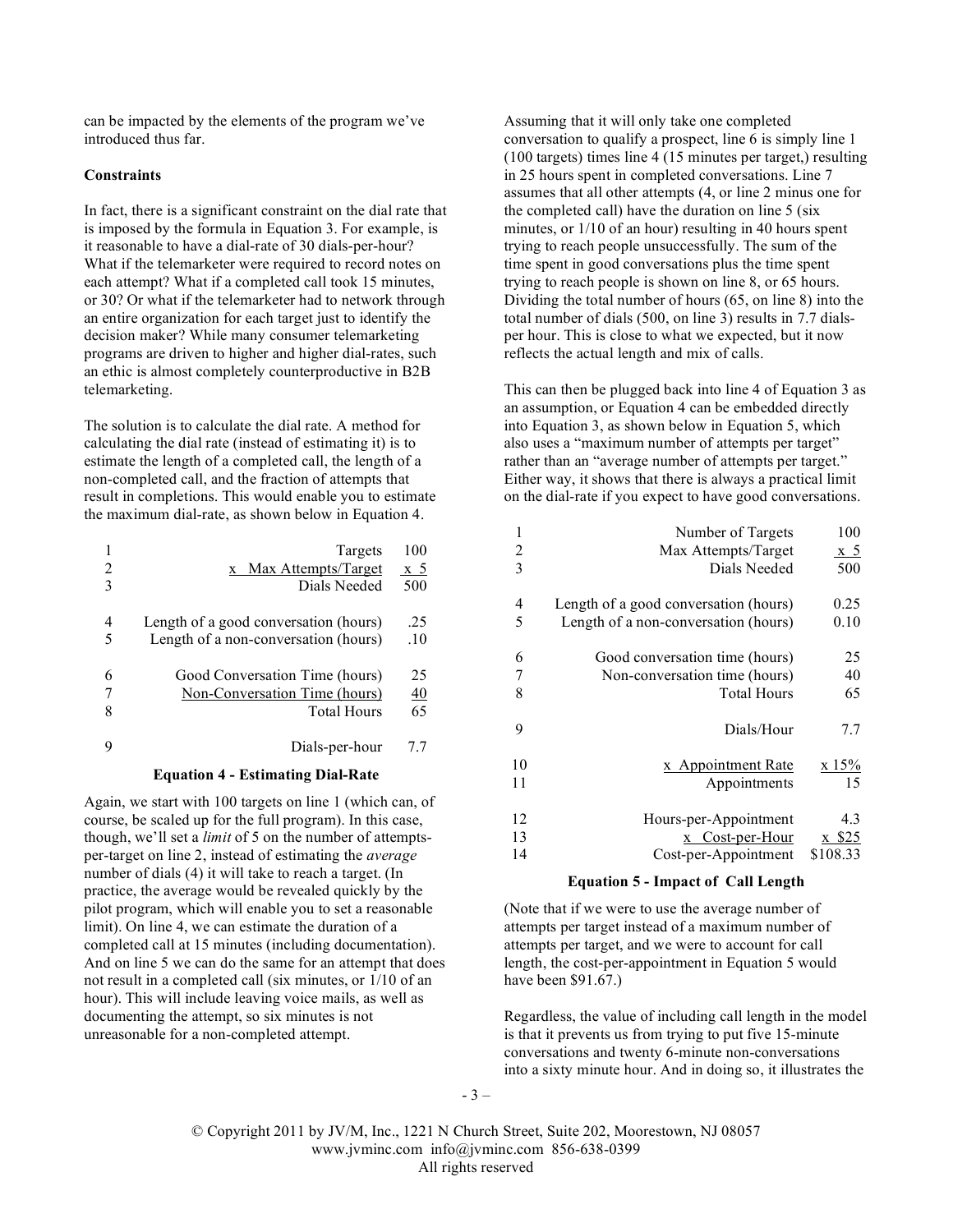can be impacted by the elements of the program we've introduced thus far.

**Constraints**

In fact, there is a significant constraint on the dial rate that is imposed by the formula in Equation 3. For example, is it reasonable to have a dial-rate of 30 dials-per-hour? What if the telemarketer were required to record notes on each attempt? What if a completed call took 15 minutes, or 30? Or what if the telemarketer had to network through an entire organization for each target just to identify the decision maker? While many consumer telemarketing programs are driven to higher and higher dial-rates, such an ethic is almost completely counterproductive in B2B telemarketing.

The solution is to calculate the dial rate. A method for calculating the dial rate (instead of estimating it) is to estimate the length of a completed call, the length of a non-completed call, and the fraction of attempts that result in completions. This would enable you to estimate the maximum dial-rate, as shown below in Equation 4.

| | | |
|---|---|---|
| 1 | Targets | 100 |
| 2 | x Max Attempts/Target | x 5 |
| 3 | Dials Needed | 500 |
| 4 | Length of a good conversation (hours) | .25 |
| 5 | Length of a non-conversation (hours) | .10 |
| 6 | Good Conversation Time (hours) | 25 |
| 7 | Non-Conversation Time (hours) | 40 |
| 8 | Total Hours | 65 |
| 9 | Dials-per-hour | 7.7 |

**Equation 4 - Estimating Dial-Rate**

Again, we start with 100 targets on line 1 (which can, of course, be scaled up for the full program). In this case, though, we'll set a *limit* of 5 on the number of attempts-per-target on line 2, instead of estimating the *average* number of dials (4) it will take to reach a target. (In practice, the average would be revealed quickly by the pilot program, which will enable you to set a reasonable limit). On line 4, we can estimate the duration of a completed call at 15 minutes (including documentation). And on line 5 we can do the same for an attempt that does not result in a completed call (six minutes, or 1/10 of an hour). This will include leaving voice mails, as well as documenting the attempt, so six minutes is not unreasonable for a non-completed attempt.

Assuming that it will only take one completed conversation to qualify a prospect, line 6 is simply line 1 (100 targets) times line 4 (15 minutes per target,) resulting in 25 hours spent in completed conversations. Line 7 assumes that all other attempts (4, or line 2 minus one for the completed call) have the duration on line 5 (six minutes, or 1/10 of an hour) resulting in 40 hours spent trying to reach people unsuccessfully. The sum of the time spent in good conversations plus the time spent trying to reach people is shown on line 8, or 65 hours. Dividing the total number of hours (65, on line 8) into the total number of dials (500, on line 3) results in 7.7 dials-per hour. This is close to what we expected, but it now reflects the actual length and mix of calls.

This can then be plugged back into line 4 of Equation 3 as an assumption, or Equation 4 can be embedded directly into Equation 3, as shown below in Equation 5, which also uses a "maximum number of attempts per target" rather than an "average number of attempts per target." Either way, it shows that there is always a practical limit on the dial-rate if you expect to have good conversations.

| | | |
|---|---|---|
| 1 | Number of Targets | 100 |
| 2 | Max Attempts/Target | x 5 |
| 3 | Dials Needed | 500 |
| 4 | Length of a good conversation (hours) | 0.25 |
| 5 | Length of a non-conversation (hours) | 0.10 |
| 6 | Good conversation time (hours) | 25 |
| 7 | Non-conversation time (hours) | 40 |
| 8 | Total Hours | 65 |
| 9 | Dials/Hour | 7.7 |
| 10 | x Appointment Rate | x 15% |
| 11 | Appointments | 15 |
| 12 | Hours-per-Appointment | 4.3 |
| 13 | x Cost-per-Hour | x $25 |
| 14 | Cost-per-Appointment | $108.33 |

**Equation 5 - Impact of Call Length**

(Note that if we were to use the average number of attempts per target instead of a maximum number of attempts per target, and we were to account for call length, the cost-per-appointment in Equation 5 would have been $91.67.)

Regardless, the value of including call length in the model is that it prevents us from trying to put five 15-minute conversations and twenty 6-minute non-conversations into a sixty minute hour. And in doing so, it illustrates the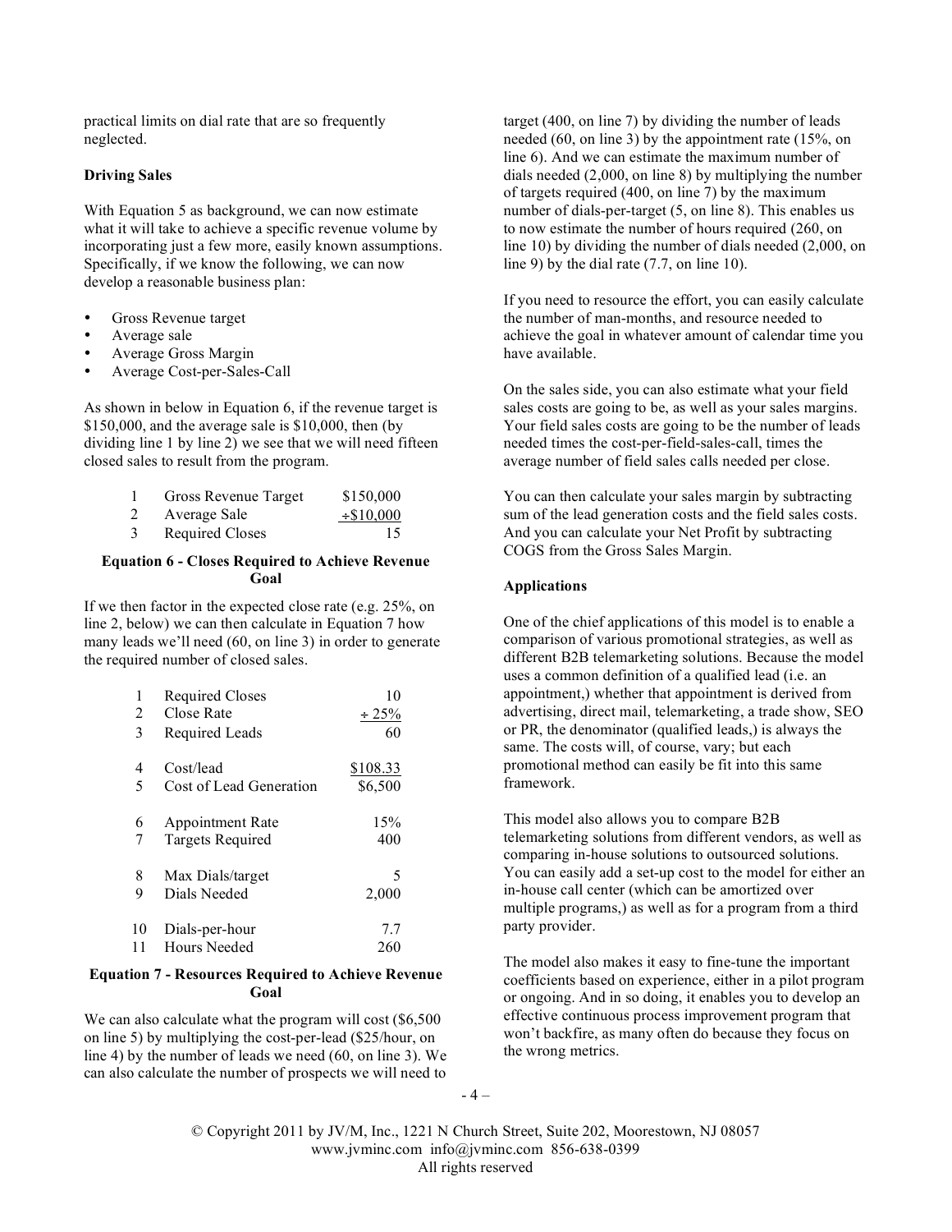practical limits on dial rate that are so frequently neglected.

**Driving Sales**

With Equation 5 as background, we can now estimate what it will take to achieve a specific revenue volume by incorporating just a few more, easily known assumptions. Specifically, if we know the following, we can now develop a reasonable business plan:

- Gross Revenue target
- Average sale
- Average Gross Margin
- Average Cost-per-Sales-Call

As shown in below in Equation 6, if the revenue target is $150,000, and the average sale is $10,000, then (by dividing line 1 by line 2) we see that we will need fifteen closed sales to result from the program.

| | | |
|---|---|---|
| 1 | Gross Revenue Target | $150,000 |
| 2 | Average Sale | ÷$10,000 |
| 3 | Required Closes | 15 |

**Equation 6 - Closes Required to Achieve Revenue Goal**

If we then factor in the expected close rate (e.g. 25%, on line 2, below) we can then calculate in Equation 7 how many leads we'll need (60, on line 3) in order to generate the required number of closed sales.

| | | |
|---|---|---|
| 1 | Required Closes | 10 |
| 2 | Close Rate | ÷ 25% |
| 3 | Required Leads | 60 |
| 4 | Cost/lead | $108.33 |
| 5 | Cost of Lead Generation | $6,500 |
| 6 | Appointment Rate | 15% |
| 7 | Targets Required | 400 |
| 8 | Max Dials/target | 5 |
| 9 | Dials Needed | 2,000 |
| 10 | Dials-per-hour | 7.7 |
| 11 | Hours Needed | 260 |

**Equation 7 - Resources Required to Achieve Revenue Goal**

We can also calculate what the program will cost ($6,500 on line 5) by multiplying the cost-per-lead ($25/hour, on line 4) by the number of leads we need (60, on line 3). We can also calculate the number of prospects we will need to target (400, on line 7) by dividing the number of leads needed (60, on line 3) by the appointment rate (15%, on line 6). And we can estimate the maximum number of dials needed (2,000, on line 8) by multiplying the number of targets required (400, on line 7) by the maximum number of dials-per-target (5, on line 8). This enables us to now estimate the number of hours required (260, on line 10) by dividing the number of dials needed (2,000, on line 9) by the dial rate (7.7, on line 10).

If you need to resource the effort, you can easily calculate the number of man-months, and resource needed to achieve the goal in whatever amount of calendar time you have available.

On the sales side, you can also estimate what your field sales costs are going to be, as well as your sales margins. Your field sales costs are going to be the number of leads needed times the cost-per-field-sales-call, times the average number of field sales calls needed per close.

You can then calculate your sales margin by subtracting sum of the lead generation costs and the field sales costs. And you can calculate your Net Profit by subtracting COGS from the Gross Sales Margin.

**Applications**

One of the chief applications of this model is to enable a comparison of various promotional strategies, as well as different B2B telemarketing solutions. Because the model uses a common definition of a qualified lead (i.e. an appointment,) whether that appointment is derived from advertising, direct mail, telemarketing, a trade show, SEO or PR, the denominator (qualified leads,) is always the same. The costs will, of course, vary; but each promotional method can easily be fit into this same framework.

This model also allows you to compare B2B telemarketing solutions from different vendors, as well as comparing in-house solutions to outsourced solutions. You can easily add a set-up cost to the model for either an in-house call center (which can be amortized over multiple programs,) as well as for a program from a third party provider.

The model also makes it easy to fine-tune the important coefficients based on experience, either in a pilot program or ongoing. And in so doing, it enables you to develop an effective continuous process improvement program that won't backfire, as many often do because they focus on the wrong metrics.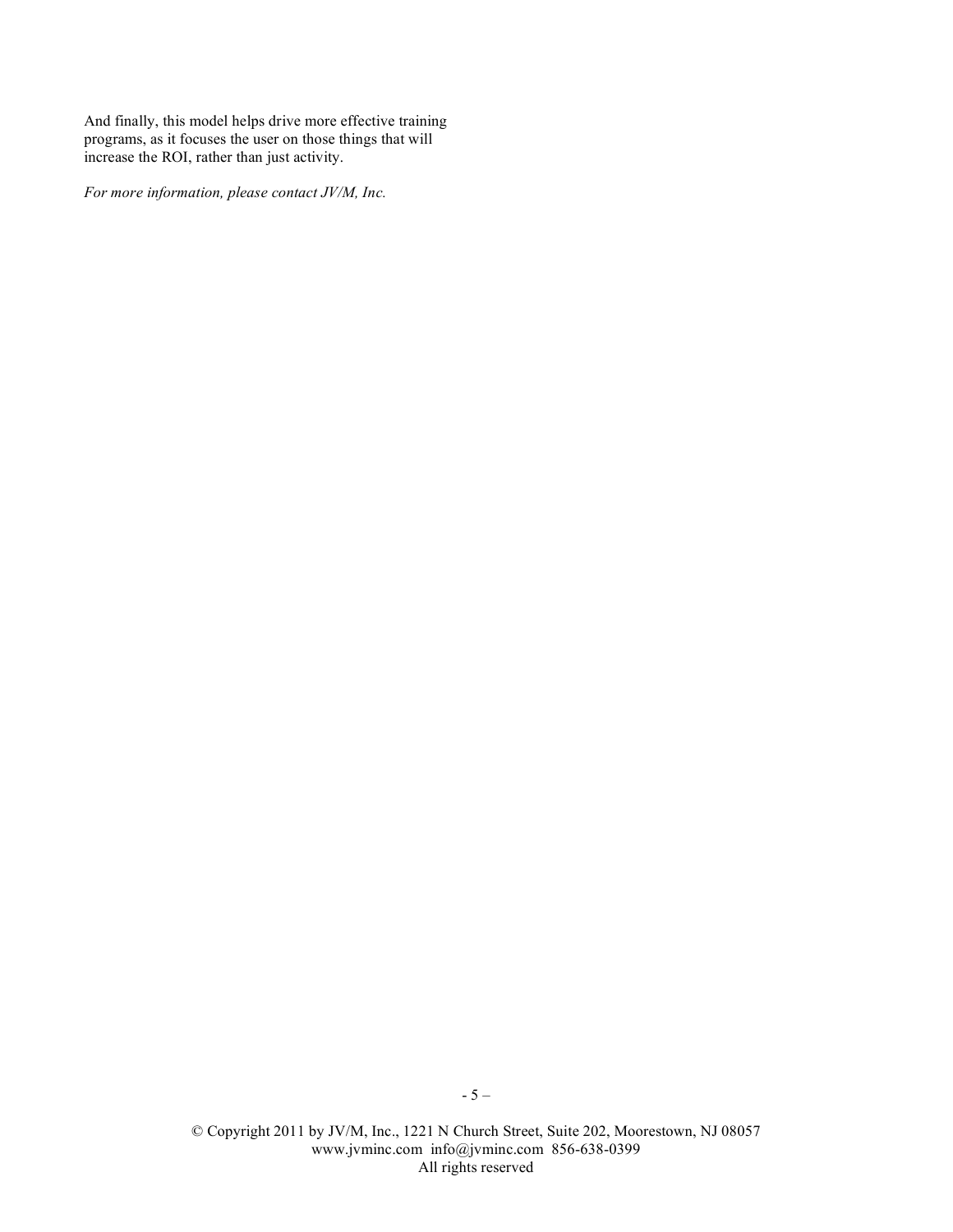And finally, this model helps drive more effective training programs, as it focuses the user on those things that will increase the ROI, rather than just activity.

*For more information, please contact JV/M, Inc.*